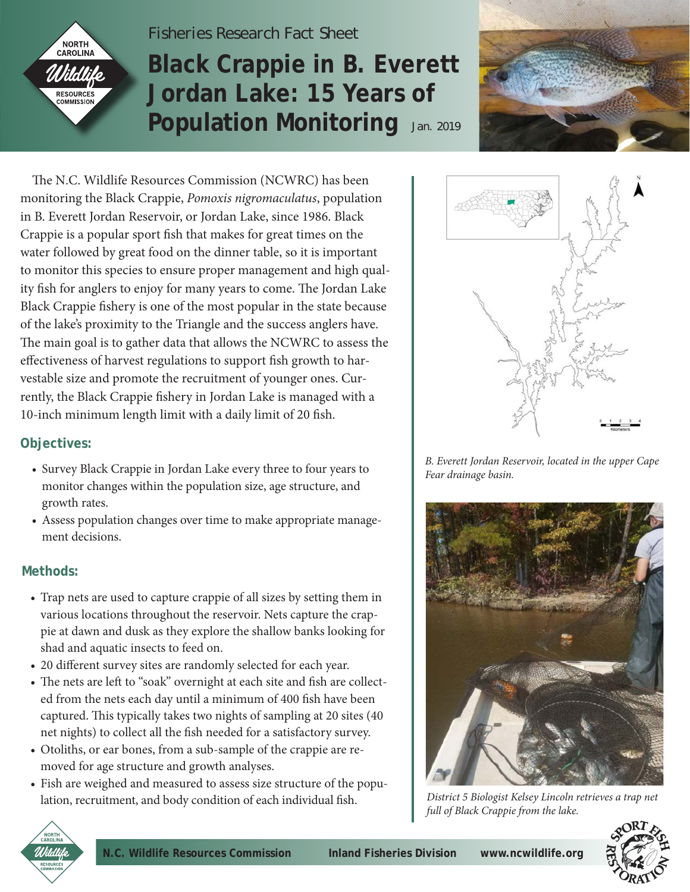Fisheries Research Fact Sheet

# Black Crappie in B. Everett Jordan Lake: 15 Years of Population Monitoring

Jan. 2019

The N.C. Wildlife Resources Commission (NCWRC) has been monitoring the Black Crappie, *Pomoxis nigromaculatus*, population in B. Everett Jordan Reservoir, or Jordan Lake, since 1986. Black Crappie is a popular sport fish that makes for great times on the water followed by great food on the dinner table, so it is important to monitor this species to ensure proper management and high quality fish for anglers to enjoy for many years to come. The Jordan Lake Black Crappie fishery is one of the most popular in the state because of the lake's proximity to the Triangle and the success anglers have. The main goal is to gather data that allows the NCWRC to assess the effectiveness of harvest regulations to support fish growth to harvestable size and promote the recruitment of younger ones. Currently, the Black Crappie fishery in Jordan Lake is managed with a 10-inch minimum length limit with a daily limit of 20 fish.

## Objectives:

- Survey Black Crappie in Jordan Lake every three to four years to monitor changes within the population size, age structure, and growth rates.
- Assess population changes over time to make appropriate management decisions.

## Methods:

- Trap nets are used to capture crappie of all sizes by setting them in various locations throughout the reservoir. Nets capture the crappie at dawn and dusk as they explore the shallow banks looking for shad and aquatic insects to feed on.
- 20 different survey sites are randomly selected for each year.
- The nets are left to "soak" overnight at each site and fish are collected from the nets each day until a minimum of 400 fish have been captured. This typically takes two nights of sampling at 20 sites (40 net nights) to collect all the fish needed for a satisfactory survey.
- Otoliths, or ear bones, from a sub-sample of the crappie are removed for age structure and growth analyses.
- Fish are weighed and measured to assess size structure of the population, recruitment, and body condition of each individual fish.

*B. Everett Jordan Reservoir, located in the upper Cape Fear drainage basin.*

*District 5 Biologist Kelsey Lincoln retrieves a trap net full of Black Crappie from the lake.*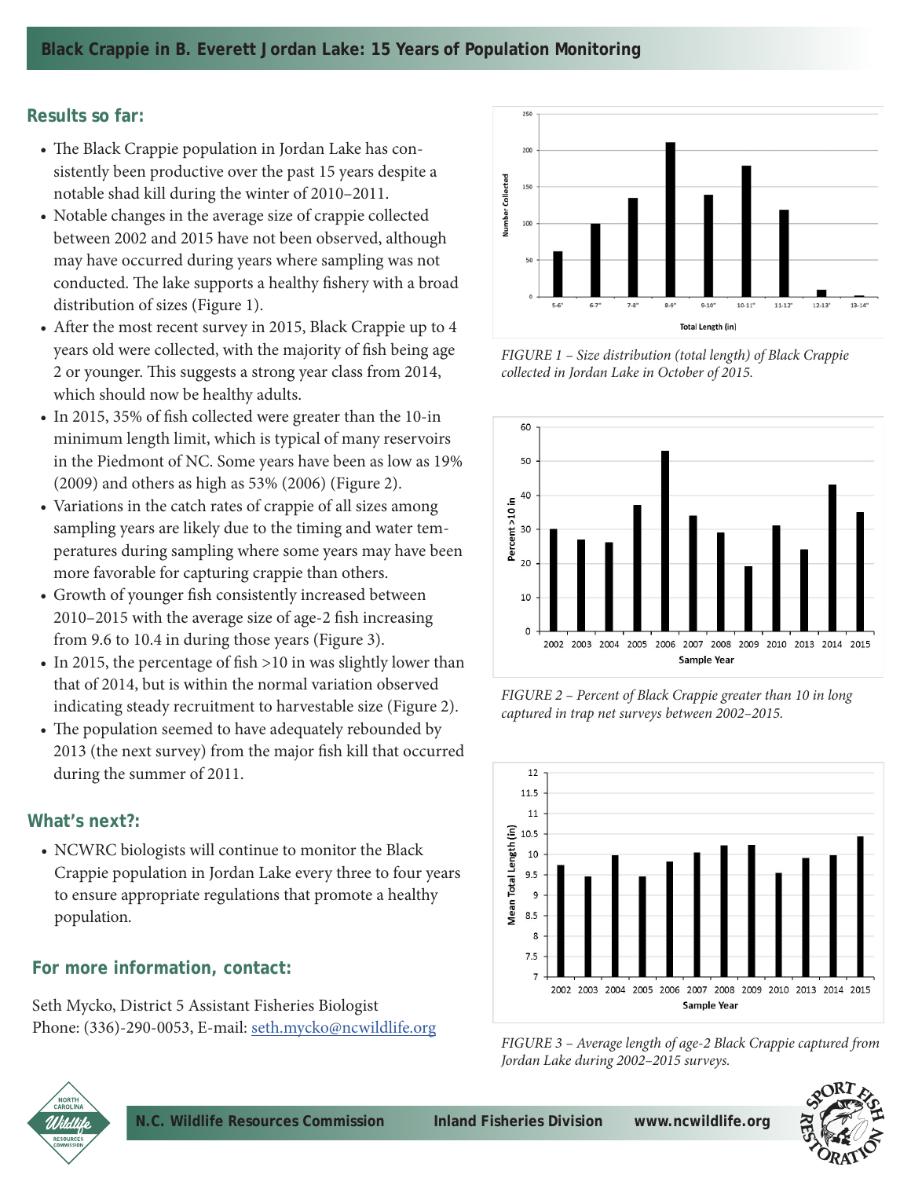# Black Crappie in B. Everett Jordan Lake: 15 Years of Population Monitoring

## Results so far:

- The Black Crappie population in Jordan Lake has consistently been productive over the past 15 years despite a notable shad kill during the winter of 2010–2011.
- Notable changes in the average size of crappie collected between 2002 and 2015 have not been observed, although may have occurred during years where sampling was not conducted. The lake supports a healthy fishery with a broad distribution of sizes (Figure 1).
- After the most recent survey in 2015, Black Crappie up to 4 years old were collected, with the majority of fish being age 2 or younger. This suggests a strong year class from 2014, which should now be healthy adults.
- In 2015, 35% of fish collected were greater than the 10-in minimum length limit, which is typical of many reservoirs in the Piedmont of NC. Some years have been as low as 19% (2009) and others as high as 53% (2006) (Figure 2).
- Variations in the catch rates of crappie of all sizes among sampling years are likely due to the timing and water temperatures during sampling where some years may have been more favorable for capturing crappie than others.
- Growth of younger fish consistently increased between 2010–2015 with the average size of age-2 fish increasing from 9.6 to 10.4 in during those years (Figure 3).
- In 2015, the percentage of fish >10 in was slightly lower than that of 2014, but is within the normal variation observed indicating steady recruitment to harvestable size (Figure 2).
- The population seemed to have adequately rebounded by 2013 (the next survey) from the major fish kill that occurred during the summer of 2011.

Number Collected
0
50
100
150
200
250
5-6"
6-7"
7-8"
8-9"
9-10"
10-11"
11-12"
12-13"
13-14"
Total Length (in)

*FIGURE 1 – Size distribution (total length) of Black Crappie collected in Jordan Lake in October of 2015.*

Percent >10 in
0
10
20
30
40
50
60
2002 2003 2004 2005 2006 2007 2008 2009 2010 2013 2014 2015
Sample Year

*FIGURE 2 – Percent of Black Crappie greater than 10 in long captured in trap net surveys between 2002–2015.*

Mean Total Length (in)
7
7.5
8
8.5
9
9.5
10
10.5
11
11.5
12
2002 2003 2004 2005 2006 2007 2008 2009 2010 2013 2014 2015
Sample Year

*FIGURE 3 – Average length of age-2 Black Crappie captured from Jordan Lake during 2002–2015 surveys.*

## What's next?:

- NCWRC biologists will continue to monitor the Black Crappie population in Jordan Lake every three to four years to ensure appropriate regulations that promote a healthy population.

## For more information, contact:

Seth Mycko, District 5 Assistant Fisheries Biologist
Phone: (336)-290-0053, E-mail: seth.mycko@ncwildlife.org

N.C. Wildlife Resources Commission — Inland Fisheries Division — www.ncwildlife.org